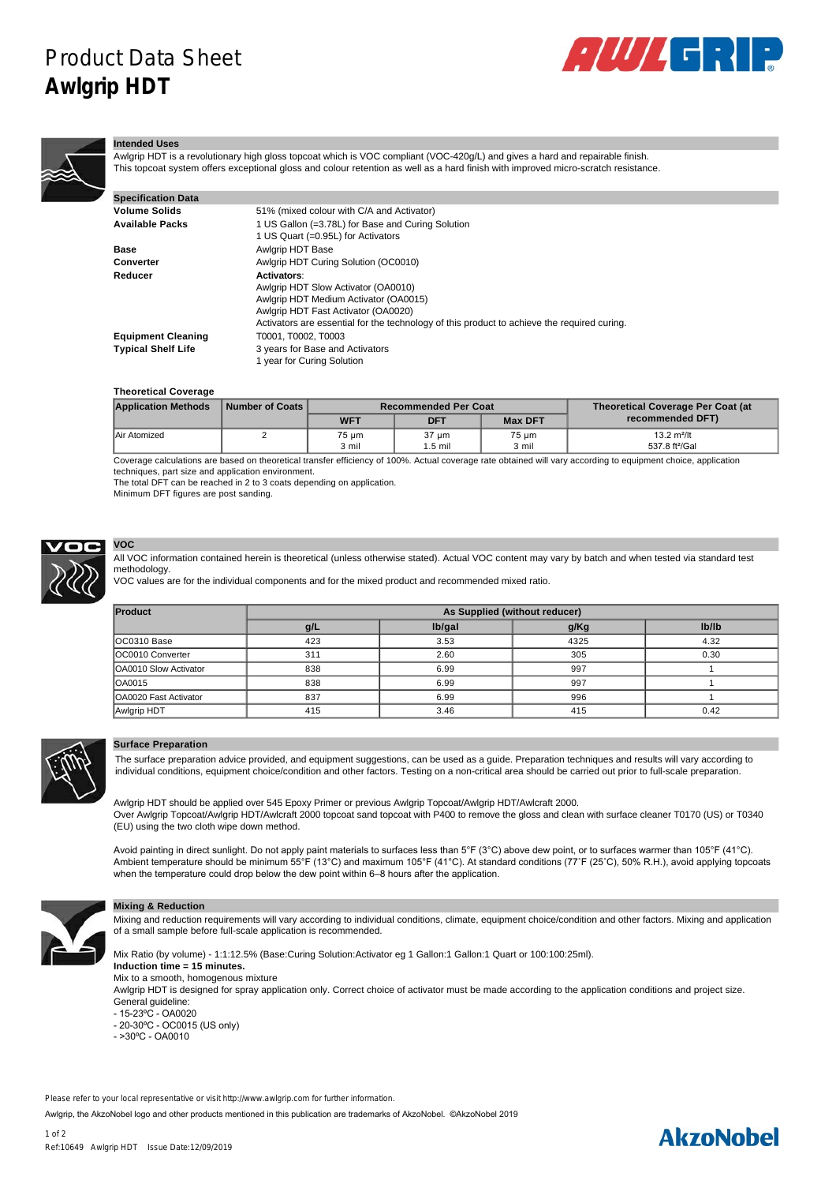# Product Data Sheet
# Awlgrip HDT

## Intended Uses

Awlgrip HDT is a revolutionary high gloss topcoat which is VOC compliant (VOC-420g/L) and gives a hard and repairable finish.
This topcoat system offers exceptional gloss and colour retention as well as a hard finish with improved micro-scratch resistance.

## Specification Data

| | |
|---|---|
| **Volume Solids** | 51% (mixed colour with C/A and Activator) |
| **Available Packs** | 1 US Gallon (=3.78L) for Base and Curing Solution<br>1 US Quart (=0.95L) for Activators |
| **Base** | Awlgrip HDT Base |
| **Converter** | Awlgrip HDT Curing Solution (OC0010) |
| **Reducer** | **Activators**:<br>Awlgrip HDT Slow Activator (OA0010)<br>Awlgrip HDT Medium Activator (OA0015)<br>Awlgrip HDT Fast Activator (OA0020)<br>Activators are essential for the technology of this product to achieve the required curing. |
| **Equipment Cleaning** | T0001, T0002, T0003 |
| **Typical Shelf Life** | 3 years for Base and Activators<br>1 year for Curing Solution |

### Theoretical Coverage

| Application Methods | Number of Coats | Recommended Per Coat | | | Theoretical Coverage Per Coat (at recommended DFT) |
|---|---|---|---|---|---|
| | | WFT | DFT | Max DFT | |
| Air Atomized | 2 | 75 µm<br>3 mil | 37 µm<br>1.5 mil | 75 µm<br>3 mil | 13.2 m²/lt<br>537.8 ft²/Gal |

Coverage calculations are based on theoretical transfer efficiency of 100%. Actual coverage rate obtained will vary according to equipment choice, application techniques, part size and application environment.
The total DFT can be reached in 2 to 3 coats depending on application.
Minimum DFT figures are post sanding.

## VOC

All VOC information contained herein is theoretical (unless otherwise stated). Actual VOC content may vary by batch and when tested via standard test methodology.
VOC values are for the individual components and for the mixed product and recommended mixed ratio.

| Product | As Supplied (without reducer) | | | |
|---|---|---|---|---|
| | g/L | lb/gal | g/Kg | lb/lb |
| OC0310 Base | 423 | 3.53 | 4325 | 4.32 |
| OC0010 Converter | 311 | 2.60 | 305 | 0.30 |
| OA0010 Slow Activator | 838 | 6.99 | 997 | 1 |
| OA0015 | 838 | 6.99 | 997 | 1 |
| OA0020 Fast Activator | 837 | 6.99 | 996 | 1 |
| Awlgrip HDT | 415 | 3.46 | 415 | 0.42 |

## Surface Preparation

The surface preparation advice provided, and equipment suggestions, can be used as a guide. Preparation techniques and results will vary according to individual conditions, equipment choice/condition and other factors. Testing on a non-critical area should be carried out prior to full-scale preparation.

Awlgrip HDT should be applied over 545 Epoxy Primer or previous Awlgrip Topcoat/Awlgrip HDT/Awlcraft 2000.
Over Awlgrip Topcoat/Awlgrip HDT/Awlcraft 2000 topcoat sand topcoat with P400 to remove the gloss and clean with surface cleaner T0170 (US) or T0340 (EU) using the two cloth wipe down method.

Avoid painting in direct sunlight. Do not apply paint materials to surfaces less than 5°F (3°C) above dew point, or to surfaces warmer than 105°F (41°C). Ambient temperature should be minimum 55°F (13°C) and maximum 105°F (41°C). At standard conditions (77˚F (25˚C), 50% R.H.), avoid applying topcoats when the temperature could drop below the dew point within 6–8 hours after the application.

## Mixing & Reduction

Mixing and reduction requirements will vary according to individual conditions, climate, equipment choice/condition and other factors. Mixing and application of a small sample before full-scale application is recommended.

Mix Ratio (by volume) - 1:1:12.5% (Base:Curing Solution:Activator eg 1 Gallon:1 Gallon:1 Quart or 100:100:25ml).
**Induction time = 15 minutes.**
Mix to a smooth, homogenous mixture
Awlgrip HDT is designed for spray application only. Correct choice of activator must be made according to the application conditions and project size.
General guideline:
- 15-23ºC - OA0020
- 20-30ºC - OC0015 (US only)
- >30ºC - OA0010

Please refer to your local representative or visit http://www.awlgrip.com for further information.

Awlgrip, the AkzoNobel logo and other products mentioned in this publication are trademarks of AkzoNobel. ©AkzoNobel 2019

Ref:10649 Awlgrip HDT Issue Date:12/09/2019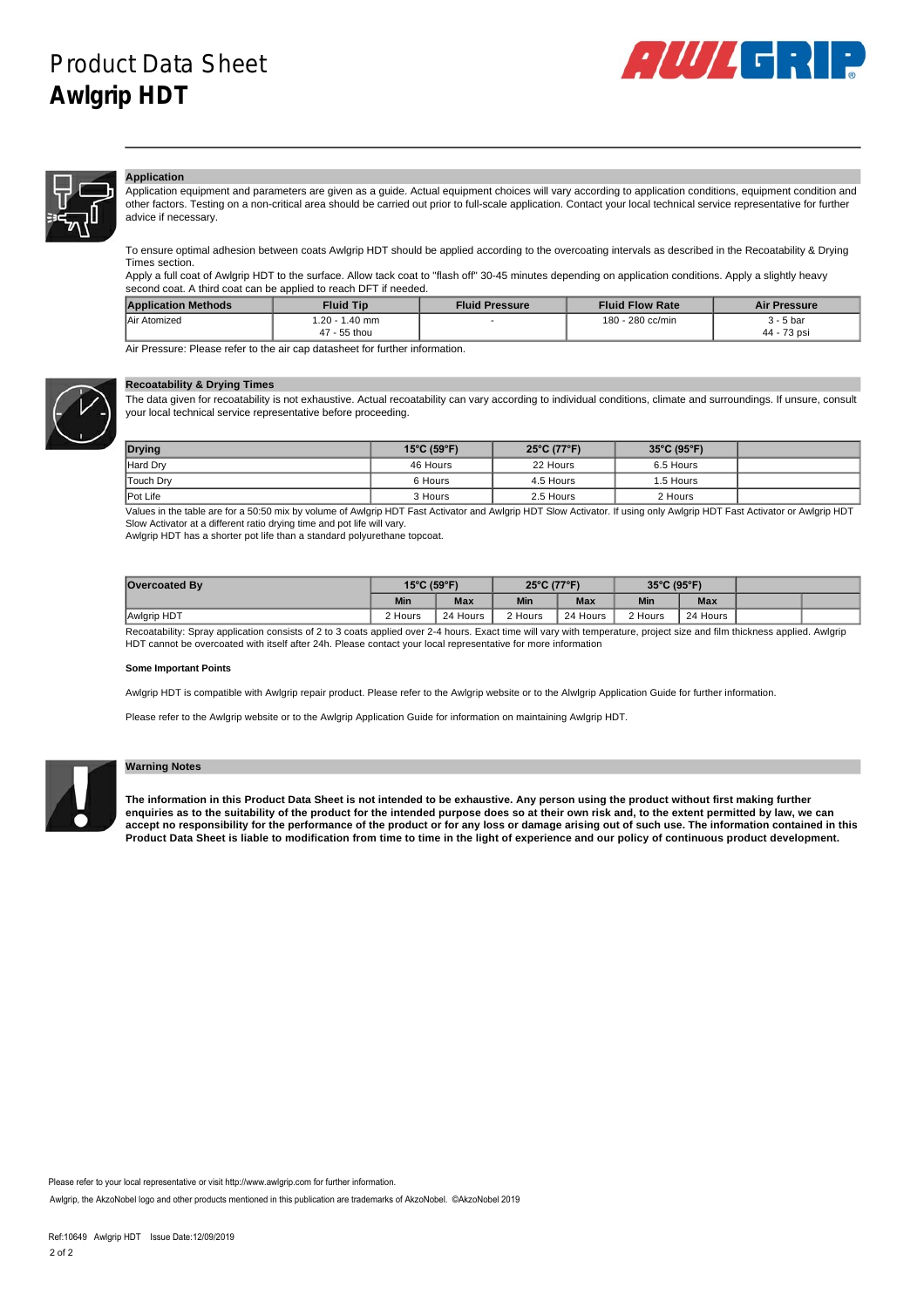# Product Data Sheet
## Awlgrip HDT

### Application

Application equipment and parameters are given as a guide. Actual equipment choices will vary according to application conditions, equipment condition and other factors. Testing on a non-critical area should be carried out prior to full-scale application. Contact your local technical service representative for further advice if necessary.

To ensure optimal adhesion between coats Awlgrip HDT should be applied according to the overcoating intervals as described in the Recoatability & Drying Times section.
Apply a full coat of Awlgrip HDT to the surface. Allow tack coat to "flash off" 30-45 minutes depending on application conditions. Apply a slightly heavy second coat. A third coat can be applied to reach DFT if needed.

| Application Methods | Fluid Tip | Fluid Pressure | Fluid Flow Rate | Air Pressure |
|---|---|---|---|---|
| Air Atomized | 1.20 - 1.40 mm<br>47 - 55 thou | - | 180 - 280 cc/min | 3 - 5 bar<br>44 - 73 psi |

Air Pressure: Please refer to the air cap datasheet for further information.

### Recoatability & Drying Times

The data given for recoatability is not exhaustive. Actual recoatability can vary according to individual conditions, climate and surroundings. If unsure, consult your local technical service representative before proceeding.

| Drying | 15°C (59°F) | 25°C (77°F) | 35°C (95°F) | |
|---|---|---|---|---|
| Hard Dry | 46 Hours | 22 Hours | 6.5 Hours | |
| Touch Dry | 6 Hours | 4.5 Hours | 1.5 Hours | |
| Pot Life | 3 Hours | 2.5 Hours | 2 Hours | |

Values in the table are for a 50:50 mix by volume of Awlgrip HDT Fast Activator and Awlgrip HDT Slow Activator. If using only Awlgrip HDT Fast Activator or Awlgrip HDT Slow Activator at a different ratio drying time and pot life will vary.
Awlgrip HDT has a shorter pot life than a standard polyurethane topcoat.

| Overcoated By | 15°C (59°F) | | 25°C (77°F) | | 35°C (95°F) | | | |
|---|---|---|---|---|---|---|---|---|
| | Min | Max | Min | Max | Min | Max | | |
| Awlgrip HDT | 2 Hours | 24 Hours | 2 Hours | 24 Hours | 2 Hours | 24 Hours | | |

Recoatability: Spray application consists of 2 to 3 coats applied over 2-4 hours. Exact time will vary with temperature, project size and film thickness applied. Awlgrip HDT cannot be overcoated with itself after 24h. Please contact your local representative for more information

**Some Important Points**

Awlgrip HDT is compatible with Awlgrip repair product. Please refer to the Awlgrip website or to the Alwlgrip Application Guide for further information.

Please refer to the Awlgrip website or to the Awlgrip Application Guide for information on maintaining Awlgrip HDT.

### Warning Notes

**The information in this Product Data Sheet is not intended to be exhaustive. Any person using the product without first making further enquiries as to the suitability of the product for the intended purpose does so at their own risk and, to the extent permitted by law, we can accept no responsibility for the performance of the product or for any loss or damage arising out of such use. The information contained in this Product Data Sheet is liable to modification from time to time in the light of experience and our policy of continuous product development.**

Please refer to your local representative or visit http://www.awlgrip.com for further information.

Awlgrip, the AkzoNobel logo and other products mentioned in this publication are trademarks of AkzoNobel. ©AkzoNobel 2019

Ref:10649 Awlgrip HDT Issue Date:12/09/2019